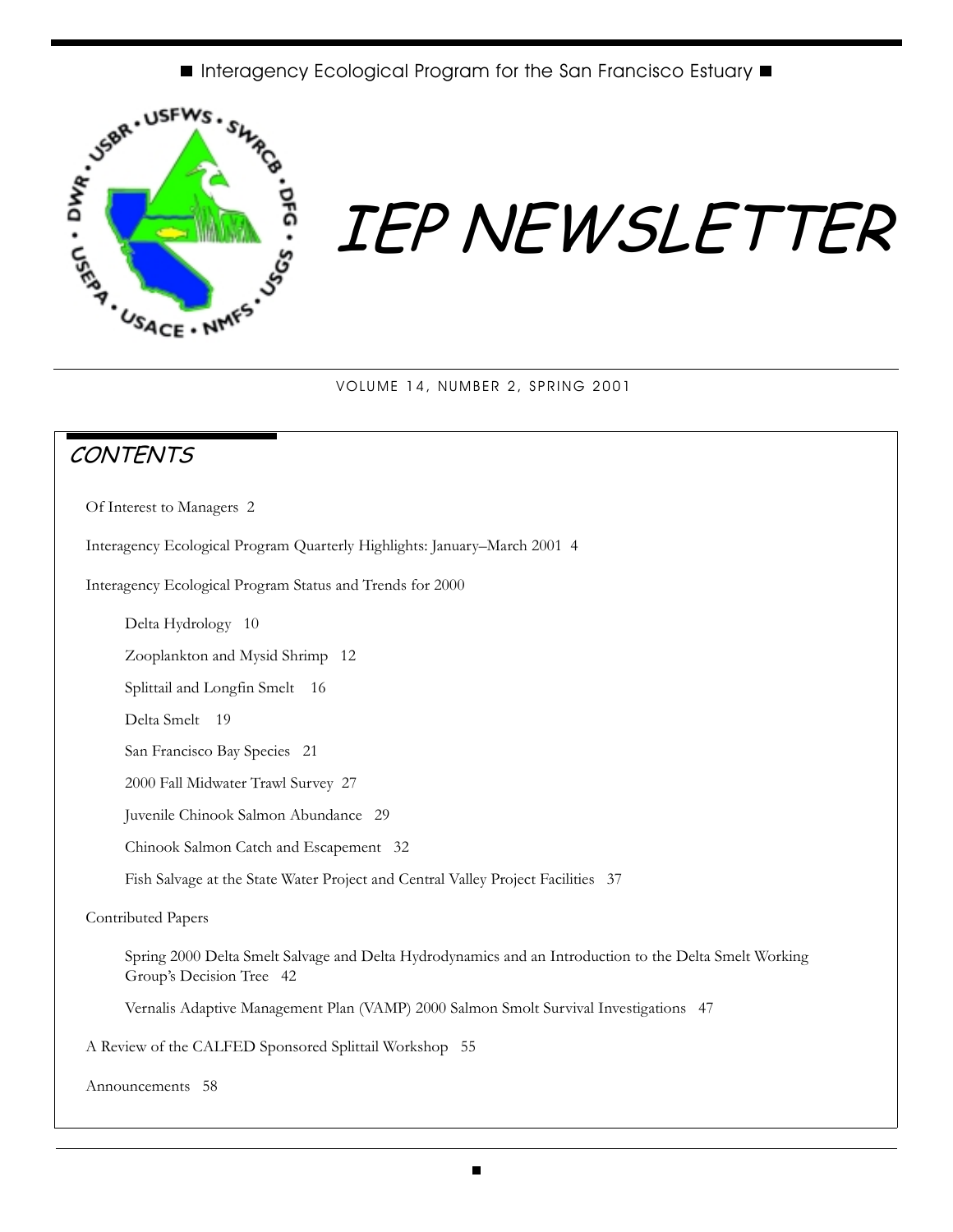■ Interagency Ecological Program for the San Francisco Estuary ■

# IEP NEWSLETTER

VOLUME 14, NUMBER 2, SPRING 2001

## CONTENTS

Of Interest to Managers 2

Interagency Ecological Program Quarterly Highlights: January–March 2001 4

Interagency Ecological Program Status and Trends for 2000

- Delta Hydrology 10
- Zooplankton and Mysid Shrimp 12
- Splittail and Longfin Smelt 16
- Delta Smelt 19
- San Francisco Bay Species 21
- 2000 Fall Midwater Trawl Survey 27
- Juvenile Chinook Salmon Abundance 29
- Chinook Salmon Catch and Escapement 32
- Fish Salvage at the State Water Project and Central Valley Project Facilities 37

Contributed Papers

- Spring 2000 Delta Smelt Salvage and Delta Hydrodynamics and an Introduction to the Delta Smelt Working Group's Decision Tree 42
- Vernalis Adaptive Management Plan (VAMP) 2000 Salmon Smolt Survival Investigations 47

A Review of the CALFED Sponsored Splittail Workshop 55

Announcements 58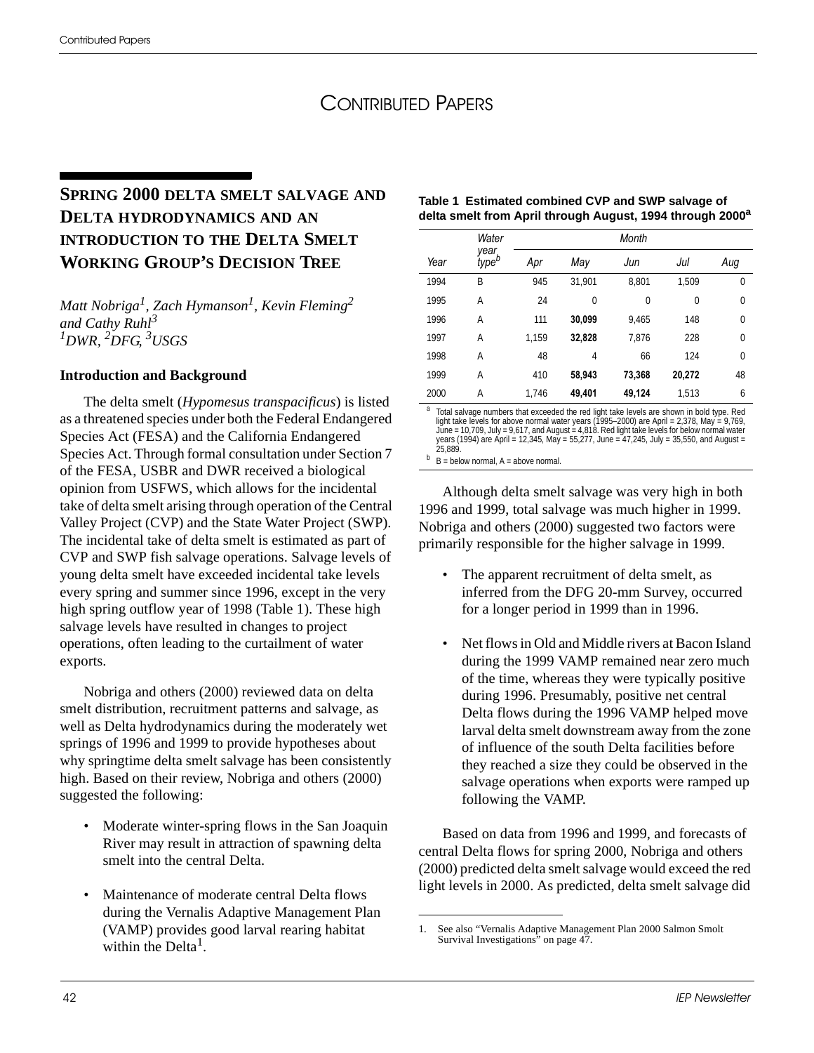# CONTRIBUTED PAPERS

## SPRING 2000 DELTA SMELT SALVAGE AND DELTA HYDRODYNAMICS AND AN INTRODUCTION TO THE DELTA SMELT WORKING GROUP'S DECISION TREE

*Matt Nobriga[1], Zach Hymanson[1], Kevin Fleming[2] and Cathy Ruhl[3]*
*[1]DWR, [2]DFG, [3]USGS*

### Introduction and Background

The delta smelt (*Hypomesus transpacificus*) is listed as a threatened species under both the Federal Endangered Species Act (FESA) and the California Endangered Species Act. Through formal consultation under Section 7 of the FESA, USBR and DWR received a biological opinion from USFWS, which allows for the incidental take of delta smelt arising through operation of the Central Valley Project (CVP) and the State Water Project (SWP). The incidental take of delta smelt is estimated as part of CVP and SWP fish salvage operations. Salvage levels of young delta smelt have exceeded incidental take levels every spring and summer since 1996, except in the very high spring outflow year of 1998 (Table 1). These high salvage levels have resulted in changes to project operations, often leading to the curtailment of water exports.

Nobriga and others (2000) reviewed data on delta smelt distribution, recruitment patterns and salvage, as well as Delta hydrodynamics during the moderately wet springs of 1996 and 1999 to provide hypotheses about why springtime delta smelt salvage has been consistently high. Based on their review, Nobriga and others (2000) suggested the following:

- Moderate winter-spring flows in the San Joaquin River may result in attraction of spawning delta smelt into the central Delta.
- Maintenance of moderate central Delta flows during the Vernalis Adaptive Management Plan (VAMP) provides good larval rearing habitat within the Delta[1].

**Table 1 Estimated combined CVP and SWP salvage of delta smelt from April through August, 1994 through 2000[a]**

| Year | Water year type[b] | Month | | | | |
|---|---|---|---|---|---|---|
| | | Apr | May | Jun | Jul | Aug |
| 1994 | B | 945 | 31,901 | 8,801 | 1,509 | 0 |
| 1995 | A | 24 | 0 | 0 | 0 | 0 |
| 1996 | A | 111 | **30,099** | 9,465 | 148 | 0 |
| 1997 | A | 1,159 | **32,828** | 7,876 | 228 | 0 |
| 1998 | A | 48 | 4 | 66 | 124 | 0 |
| 1999 | A | 410 | **58,943** | **73,368** | **20,272** | 48 |
| 2000 | A | 1,746 | **49,401** | **49,124** | 1,513 | 6 |

[a] Total salvage numbers that exceeded the red light take levels are shown in bold type. Red light take levels for above normal water years (1995–2000) are April = 2,378, May = 9,769, June = 10,709, July = 9,617, and August = 4,818. Red light take levels for below normal water years (1994) are April = 12,345, May = 55,277, June = 47,245, July = 35,550, and August = 25,889.

[b] B = below normal, A = above normal.

Although delta smelt salvage was very high in both 1996 and 1999, total salvage was much higher in 1999. Nobriga and others (2000) suggested two factors were primarily responsible for the higher salvage in 1999.

- The apparent recruitment of delta smelt, as inferred from the DFG 20-mm Survey, occurred for a longer period in 1999 than in 1996.
- Net flows in Old and Middle rivers at Bacon Island during the 1999 VAMP remained near zero much of the time, whereas they were typically positive during 1996. Presumably, positive net central Delta flows during the 1996 VAMP helped move larval delta smelt downstream away from the zone of influence of the south Delta facilities before they reached a size they could be observed in the salvage operations when exports were ramped up following the VAMP.

Based on data from 1996 and 1999, and forecasts of central Delta flows for spring 2000, Nobriga and others (2000) predicted delta smelt salvage would exceed the red light levels in 2000. As predicted, delta smelt salvage did

1. See also "Vernalis Adaptive Management Plan 2000 Salmon Smolt Survival Investigations" on page 47.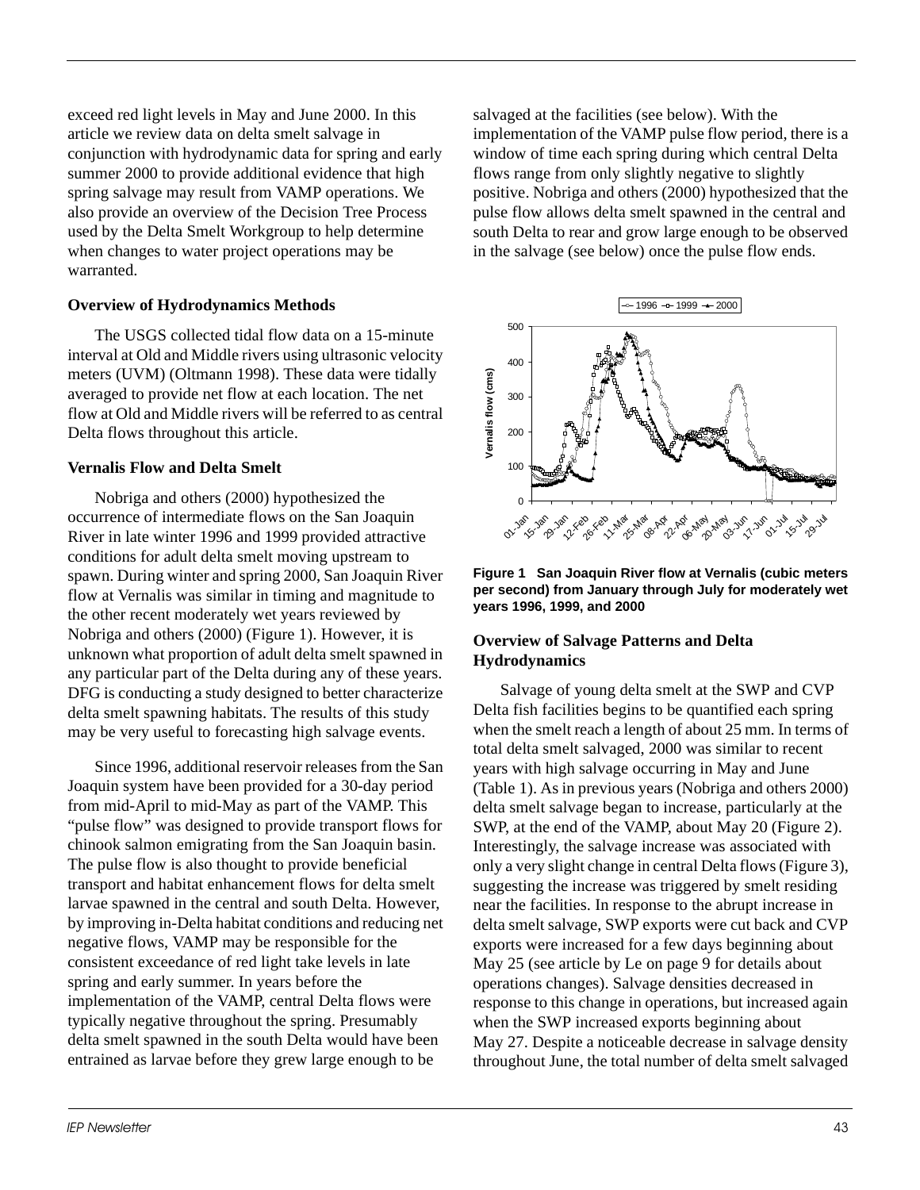exceed red light levels in May and June 2000. In this article we review data on delta smelt salvage in conjunction with hydrodynamic data for spring and early summer 2000 to provide additional evidence that high spring salvage may result from VAMP operations. We also provide an overview of the Decision Tree Process used by the Delta Smelt Workgroup to help determine when changes to water project operations may be warranted.

**Overview of Hydrodynamics Methods**

The USGS collected tidal flow data on a 15-minute interval at Old and Middle rivers using ultrasonic velocity meters (UVM) (Oltmann 1998). These data were tidally averaged to provide net flow at each location. The net flow at Old and Middle rivers will be referred to as central Delta flows throughout this article.

**Vernalis Flow and Delta Smelt**

Nobriga and others (2000) hypothesized the occurrence of intermediate flows on the San Joaquin River in late winter 1996 and 1999 provided attractive conditions for adult delta smelt moving upstream to spawn. During winter and spring 2000, San Joaquin River flow at Vernalis was similar in timing and magnitude to the other recent moderately wet years reviewed by Nobriga and others (2000) (Figure 1). However, it is unknown what proportion of adult delta smelt spawned in any particular part of the Delta during any of these years. DFG is conducting a study designed to better characterize delta smelt spawning habitats. The results of this study may be very useful to forecasting high salvage events.

Since 1996, additional reservoir releases from the San Joaquin system have been provided for a 30-day period from mid-April to mid-May as part of the VAMP. This "pulse flow" was designed to provide transport flows for chinook salmon emigrating from the San Joaquin basin. The pulse flow is also thought to provide beneficial transport and habitat enhancement flows for delta smelt larvae spawned in the central and south Delta. However, by improving in-Delta habitat conditions and reducing net negative flows, VAMP may be responsible for the consistent exceedance of red light take levels in late spring and early summer. In years before the implementation of the VAMP, central Delta flows were typically negative throughout the spring. Presumably delta smelt spawned in the south Delta would have been entrained as larvae before they grew large enough to be salvaged at the facilities (see below). With the implementation of the VAMP pulse flow period, there is a window of time each spring during which central Delta flows range from only slightly negative to slightly positive. Nobriga and others (2000) hypothesized that the pulse flow allows delta smelt spawned in the central and south Delta to rear and grow large enough to be observed in the salvage (see below) once the pulse flow ends.

**Figure 1 San Joaquin River flow at Vernalis (cubic meters per second) from January through July for moderately wet years 1996, 1999, and 2000**

**Overview of Salvage Patterns and Delta Hydrodynamics**

Salvage of young delta smelt at the SWP and CVP Delta fish facilities begins to be quantified each spring when the smelt reach a length of about 25 mm. In terms of total delta smelt salvaged, 2000 was similar to recent years with high salvage occurring in May and June (Table 1). As in previous years (Nobriga and others 2000) delta smelt salvage began to increase, particularly at the SWP, at the end of the VAMP, about May 20 (Figure 2). Interestingly, the salvage increase was associated with only a very slight change in central Delta flows (Figure 3), suggesting the increase was triggered by smelt residing near the facilities. In response to the abrupt increase in delta smelt salvage, SWP exports were cut back and CVP exports were increased for a few days beginning about May 25 (see article by Le on page 9 for details about operations changes). Salvage densities decreased in response to this change in operations, but increased again when the SWP increased exports beginning about May 27. Despite a noticeable decrease in salvage density throughout June, the total number of delta smelt salvaged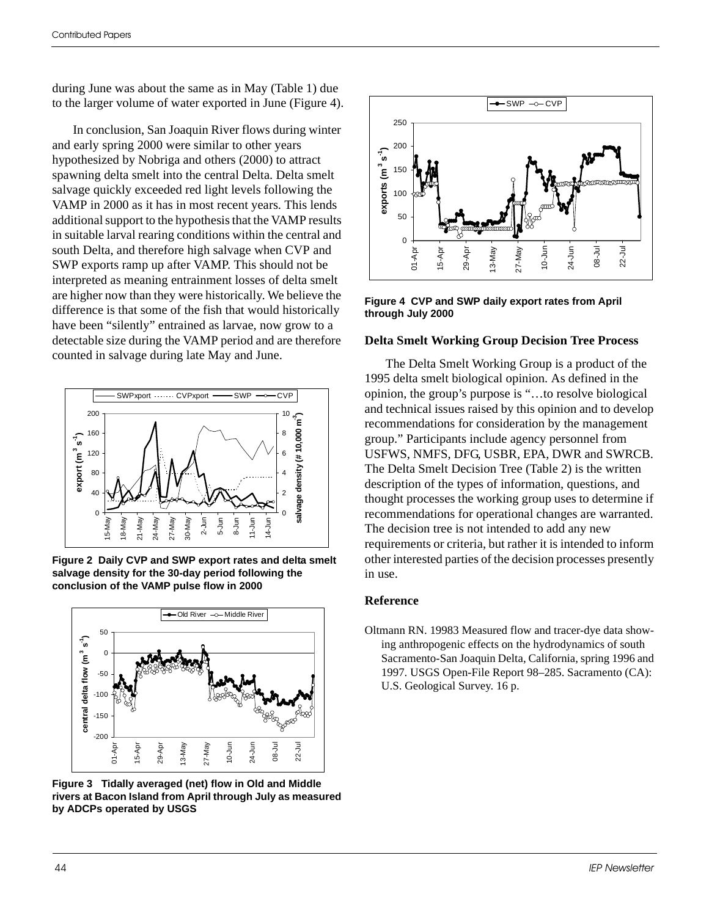during June was about the same as in May (Table 1) due to the larger volume of water exported in June (Figure 4).

In conclusion, San Joaquin River flows during winter and early spring 2000 were similar to other years hypothesized by Nobriga and others (2000) to attract spawning delta smelt into the central Delta. Delta smelt salvage quickly exceeded red light levels following the VAMP in 2000 as it has in most recent years. This lends additional support to the hypothesis that the VAMP results in suitable larval rearing conditions within the central and south Delta, and therefore high salvage when CVP and SWP exports ramp up after VAMP. This should not be interpreted as meaning entrainment losses of delta smelt are higher now than they were historically. We believe the difference is that some of the fish that would historically have been "silently" entrained as larvae, now grow to a detectable size during the VAMP period and are therefore counted in salvage during late May and June.

**Figure 2 Daily CVP and SWP export rates and delta smelt salvage density for the 30-day period following the conclusion of the VAMP pulse flow in 2000**

**Figure 3 Tidally averaged (net) flow in Old and Middle rivers at Bacon Island from April through July as measured by ADCPs operated by USGS**

**Figure 4 CVP and SWP daily export rates from April through July 2000**

### Delta Smelt Working Group Decision Tree Process

The Delta Smelt Working Group is a product of the 1995 delta smelt biological opinion. As defined in the opinion, the group's purpose is "…to resolve biological and technical issues raised by this opinion and to develop recommendations for consideration by the management group." Participants include agency personnel from USFWS, NMFS, DFG, USBR, EPA, DWR and SWRCB. The Delta Smelt Decision Tree (Table 2) is the written description of the types of information, questions, and thought processes the working group uses to determine if recommendations for operational changes are warranted. The decision tree is not intended to add any new requirements or criteria, but rather it is intended to inform other interested parties of the decision processes presently in use.

### Reference

Oltmann RN. 19983 Measured flow and tracer-dye data showing anthropogenic effects on the hydrodynamics of south Sacramento-San Joaquin Delta, California, spring 1996 and 1997. USGS Open-File Report 98–285. Sacramento (CA): U.S. Geological Survey. 16 p.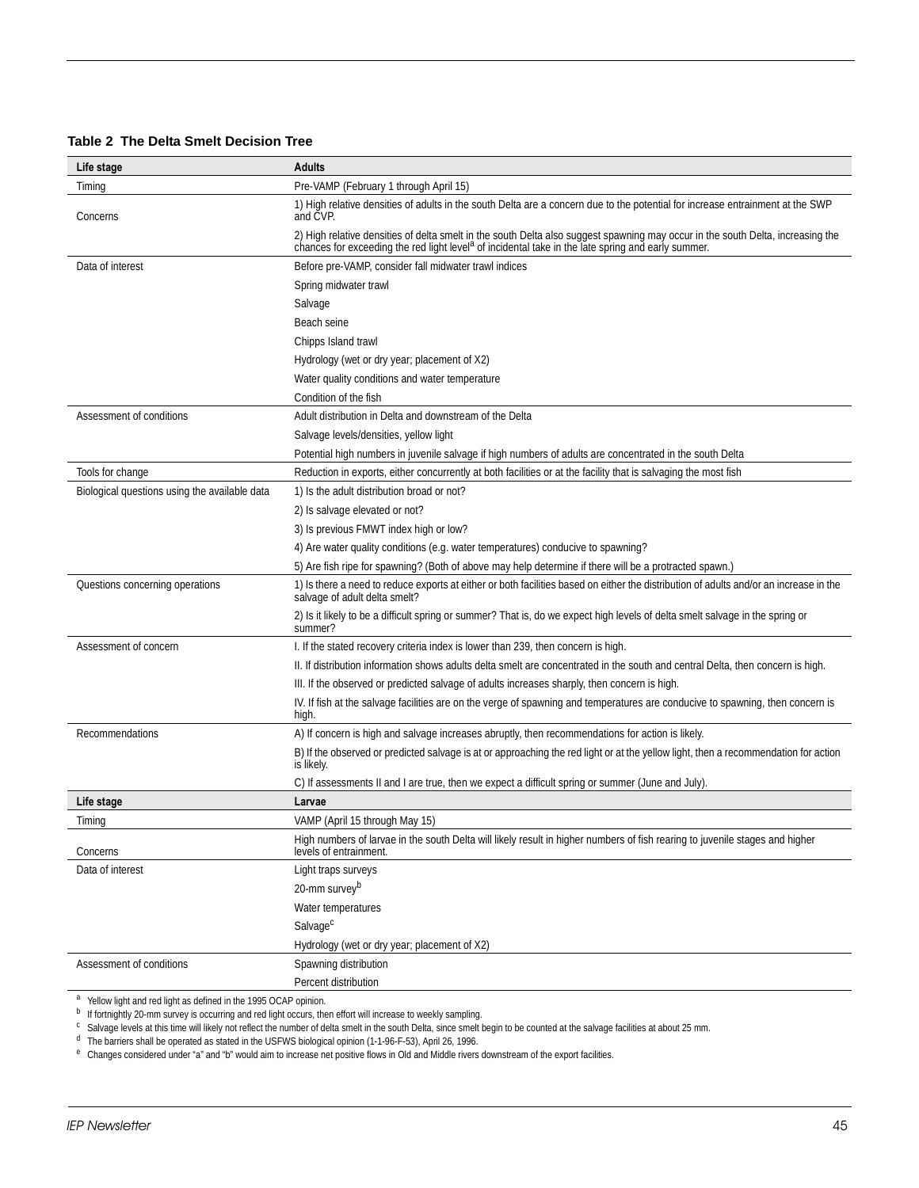**Table 2 The Delta Smelt Decision Tree**

| Life stage | Adults |
| --- | --- |
| Timing | Pre-VAMP (February 1 through April 15) |
| Concerns | 1) High relative densities of adults in the south Delta are a concern due to the potential for increase entrainment at the SWP and CVP. |
| | 2) High relative densities of delta smelt in the south Delta also suggest spawning may occur in the south Delta, increasing the chances for exceeding the red light level[a] of incidental take in the late spring and early summer. |
| Data of interest | Before pre-VAMP, consider fall midwater trawl indices |
| | Spring midwater trawl |
| | Salvage |
| | Beach seine |
| | Chipps Island trawl |
| | Hydrology (wet or dry year; placement of X2) |
| | Water quality conditions and water temperature |
| | Condition of the fish |
| Assessment of conditions | Adult distribution in Delta and downstream of the Delta |
| | Salvage levels/densities, yellow light |
| | Potential high numbers in juvenile salvage if high numbers of adults are concentrated in the south Delta |
| Tools for change | Reduction in exports, either concurrently at both facilities or at the facility that is salvaging the most fish |
| Biological questions using the available data | 1) Is the adult distribution broad or not? |
| | 2) Is salvage elevated or not? |
| | 3) Is previous FMWT index high or low? |
| | 4) Are water quality conditions (e.g. water temperatures) conducive to spawning? |
| | 5) Are fish ripe for spawning? (Both of above may help determine if there will be a protracted spawn.) |
| Questions concerning operations | 1) Is there a need to reduce exports at either or both facilities based on either the distribution of adults and/or an increase in the salvage of adult delta smelt? |
| | 2) Is it likely to be a difficult spring or summer? That is, do we expect high levels of delta smelt salvage in the spring or summer? |
| Assessment of concern | I. If the stated recovery criteria index is lower than 239, then concern is high. |
| | II. If distribution information shows adults delta smelt are concentrated in the south and central Delta, then concern is high. |
| | III. If the observed or predicted salvage of adults increases sharply, then concern is high. |
| | IV. If fish at the salvage facilities are on the verge of spawning and temperatures are conducive to spawning, then concern is high. |
| Recommendations | A) If concern is high and salvage increases abruptly, then recommendations for action is likely. |
| | B) If the observed or predicted salvage is at or approaching the red light or at the yellow light, then a recommendation for action is likely. |
| | C) If assessments II and I are true, then we expect a difficult spring or summer (June and July). |
| **Life stage** | **Larvae** |
| Timing | VAMP (April 15 through May 15) |
| Concerns | High numbers of larvae in the south Delta will likely result in higher numbers of fish rearing to juvenile stages and higher levels of entrainment. |
| Data of interest | Light traps surveys |
| | 20-mm survey[b] |
| | Water temperatures |
| | Salvage[c] |
| | Hydrology (wet or dry year; placement of X2) |
| Assessment of conditions | Spawning distribution |
| | Percent distribution |

[a] Yellow light and red light as defined in the 1995 OCAP opinion.
[b] If fortnightly 20-mm survey is occurring and red light occurs, then effort will increase to weekly sampling.
[c] Salvage levels at this time will likely not reflect the number of delta smelt in the south Delta, since smelt begin to be counted at the salvage facilities at about 25 mm.
[d] The barriers shall be operated as stated in the USFWS biological opinion (1-1-96-F-53), April 26, 1996.
[e] Changes considered under "a" and "b" would aim to increase net positive flows in Old and Middle rivers downstream of the export facilities.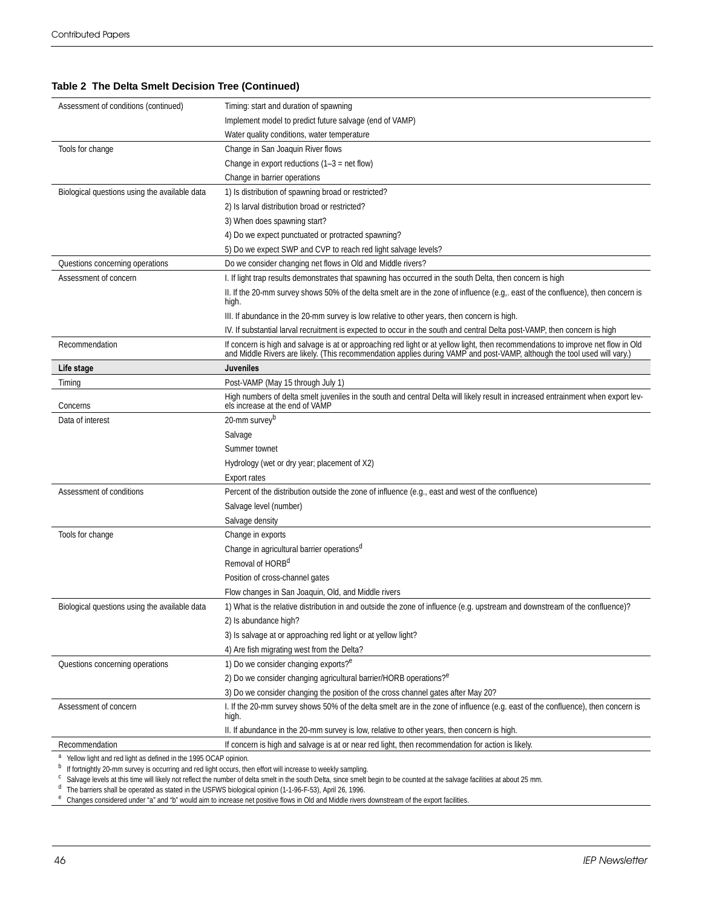**Table 2 The Delta Smelt Decision Tree (Continued)**

| | |
|---|---|
| Assessment of conditions (continued) | Timing: start and duration of spawning |
| | Implement model to predict future salvage (end of VAMP) |
| | Water quality conditions, water temperature |
| Tools for change | Change in San Joaquin River flows |
| | Change in export reductions (1–3 = net flow) |
| | Change in barrier operations |
| Biological questions using the available data | 1) Is distribution of spawning broad or restricted? |
| | 2) Is larval distribution broad or restricted? |
| | 3) When does spawning start? |
| | 4) Do we expect punctuated or protracted spawning? |
| | 5) Do we expect SWP and CVP to reach red light salvage levels? |
| Questions concerning operations | Do we consider changing net flows in Old and Middle rivers? |
| Assessment of concern | I. If light trap results demonstrates that spawning has occurred in the south Delta, then concern is high |
| | II. If the 20-mm survey shows 50% of the delta smelt are in the zone of influence (e.g,. east of the confluence), then concern is high. |
| | III. If abundance in the 20-mm survey is low relative to other years, then concern is high. |
| | IV. If substantial larval recruitment is expected to occur in the south and central Delta post-VAMP, then concern is high |
| Recommendation | If concern is high and salvage is at or approaching red light or at yellow light, then recommendations to improve net flow in Old and Middle Rivers are likely. (This recommendation applies during VAMP and post-VAMP, although the tool used will vary.) |
| **Life stage** | **Juveniles** |
| Timing | Post-VAMP (May 15 through July 1) |
| Concerns | High numbers of delta smelt juveniles in the south and central Delta will likely result in increased entrainment when export levels increase at the end of VAMP |
| Data of interest | 20-mm survey[b] |
| | Salvage |
| | Summer townet |
| | Hydrology (wet or dry year; placement of X2) |
| | Export rates |
| Assessment of conditions | Percent of the distribution outside the zone of influence (e.g., east and west of the confluence) |
| | Salvage level (number) |
| | Salvage density |
| Tools for change | Change in exports |
| | Change in agricultural barrier operations[d] |
| | Removal of HORB[d] |
| | Position of cross-channel gates |
| | Flow changes in San Joaquin, Old, and Middle rivers |
| Biological questions using the available data | 1) What is the relative distribution in and outside the zone of influence (e.g. upstream and downstream of the confluence)? |
| | 2) Is abundance high? |
| | 3) Is salvage at or approaching red light or at yellow light? |
| | 4) Are fish migrating west from the Delta? |
| Questions concerning operations | 1) Do we consider changing exports?[e] |
| | 2) Do we consider changing agricultural barrier/HORB operations?[e] |
| | 3) Do we consider changing the position of the cross channel gates after May 20? |
| Assessment of concern | I. If the 20-mm survey shows 50% of the delta smelt are in the zone of influence (e.g. east of the confluence), then concern is high. |
| | II. If abundance in the 20-mm survey is low, relative to other years, then concern is high. |
| Recommendation | If concern is high and salvage is at or near red light, then recommendation for action is likely. |

[a] Yellow light and red light as defined in the 1995 OCAP opinion.
[b] If fortnightly 20-mm survey is occurring and red light occurs, then effort will increase to weekly sampling.
[c] Salvage levels at this time will likely not reflect the number of delta smelt in the south Delta, since smelt begin to be counted at the salvage facilities at about 25 mm.
[d] The barriers shall be operated as stated in the USFWS biological opinion (1-1-96-F-53), April 26, 1996.
[e] Changes considered under "a" and "b" would aim to increase net positive flows in Old and Middle rivers downstream of the export facilities.